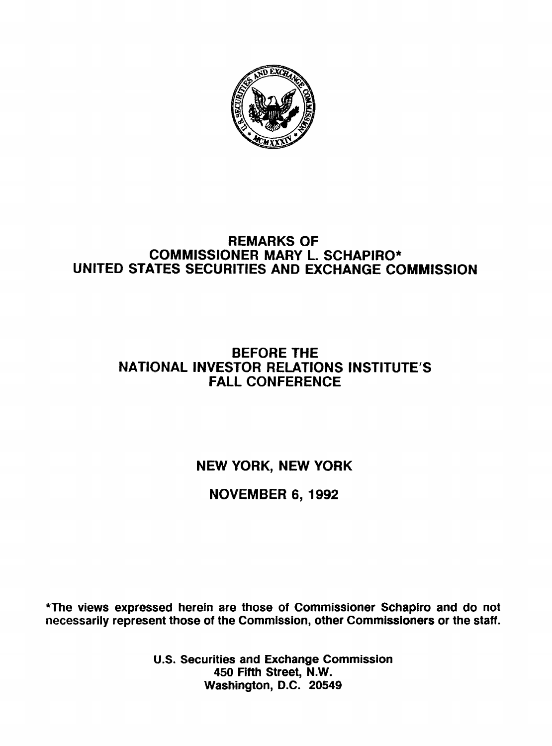# REMARKS OF COMMISSIONER MARY L. SCHAPIRO* UNITED STATES SECURITIES AND EXCHANGE COMMISSION

## BEFORE THE NATIONAL INVESTOR RELATIONS INSTITUTE'S FALL CONFERENCE

**NEW YORK, NEW YORK**

**NOVEMBER 6, 1992**

*The views expressed herein are those of Commissioner Schapiro and do not necessarily represent those of the Commission, other Commissioners or the staff.

U.S. Securities and Exchange Commission
450 Fifth Street, N.W.
Washington, D.C. 20549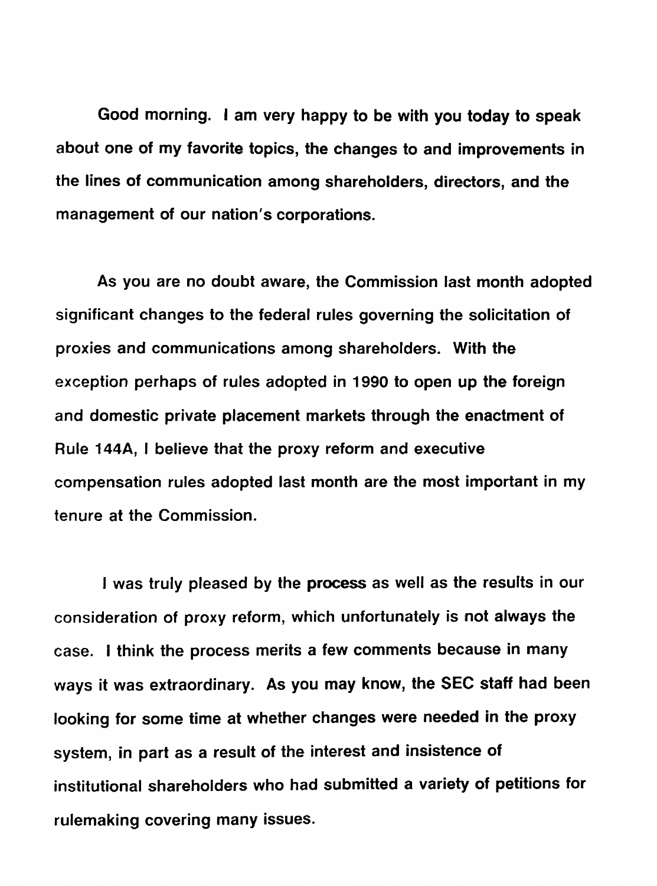Good morning. I am very happy to be with you today to speak about one of my favorite topics, the changes to and improvements in the lines of communication among shareholders, directors, and the management of our nation's corporations.

As you are no doubt aware, the Commission last month adopted significant changes to the federal rules governing the solicitation of proxies and communications among shareholders. With the exception perhaps of rules adopted in 1990 to open up the foreign and domestic private placement markets through the enactment of Rule 144A, I believe that the proxy reform and executive compensation rules adopted last month are the most important in my tenure at the Commission.

I was truly pleased by the **process** as well as the results in our consideration of proxy reform, which unfortunately is not always the case. I think the process merits a few comments because in many ways it was extraordinary. As you may know, the SEC staff had been looking for some time at whether changes were needed in the proxy system, in part as a result of the interest and insistence of institutional shareholders who had submitted a variety of petitions for rulemaking covering many issues.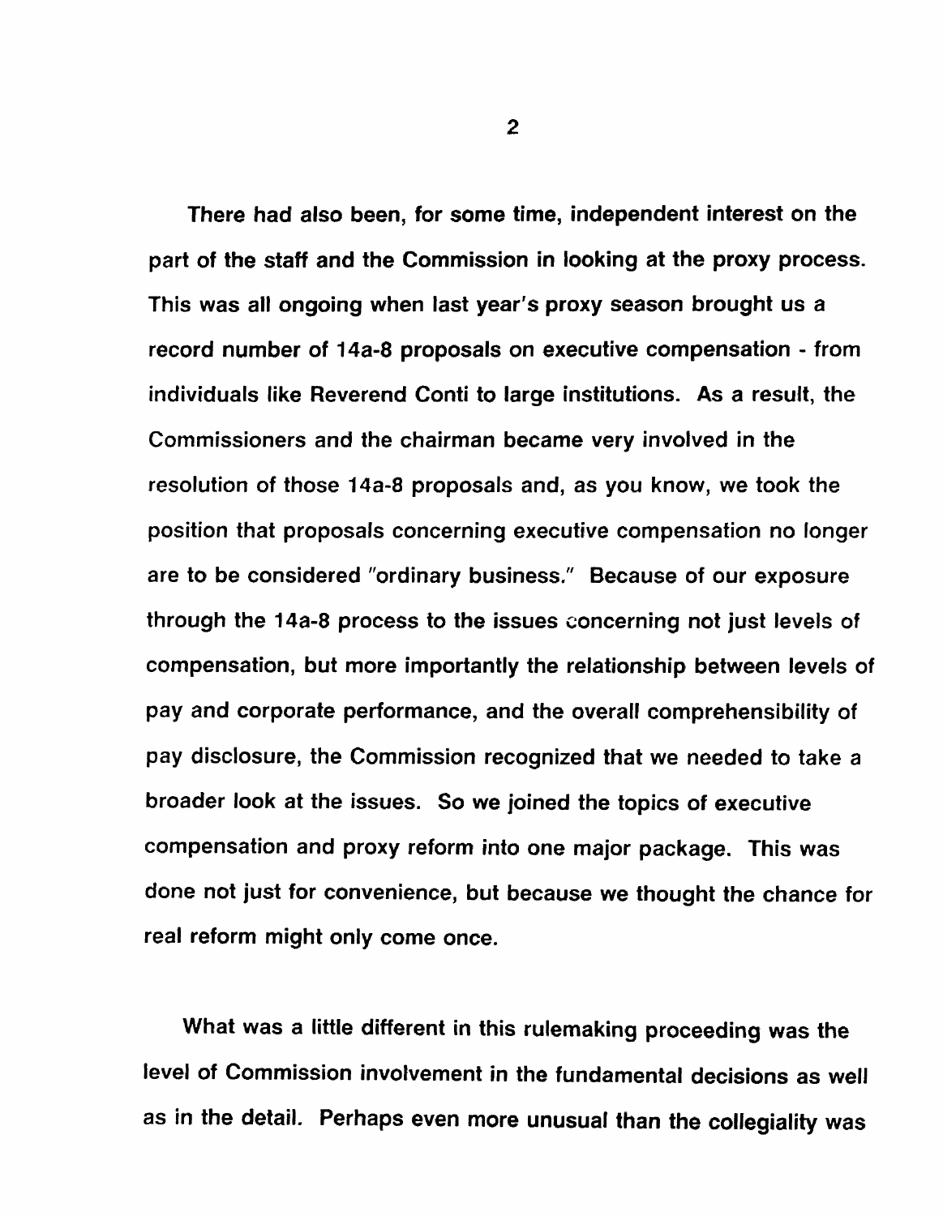There had also been, for some time, independent interest on the part of the staff and the Commission in looking at the proxy process. This was all ongoing when last year's proxy season brought us a record number of 14a-8 proposals on executive compensation - from individuals like Reverend Conti to large institutions. As a result, the Commissioners and the chairman became very involved in the resolution of those 14a-8 proposals and, as you know, we took the position that proposals concerning executive compensation no longer are to be considered "ordinary business." Because of our exposure through the 14a-8 process to the issues concerning not just levels of compensation, but more importantly the relationship between levels of pay and corporate performance, and the overall comprehensibility of pay disclosure, the Commission recognized that we needed to take a broader look at the issues. So we joined the topics of executive compensation and proxy reform into one major package. This was done not just for convenience, but because we thought the chance for real reform might only come once.

What was a little different in this rulemaking proceeding was the level of Commission involvement in the fundamental decisions as well as in the detail. Perhaps even more unusual than the collegiality was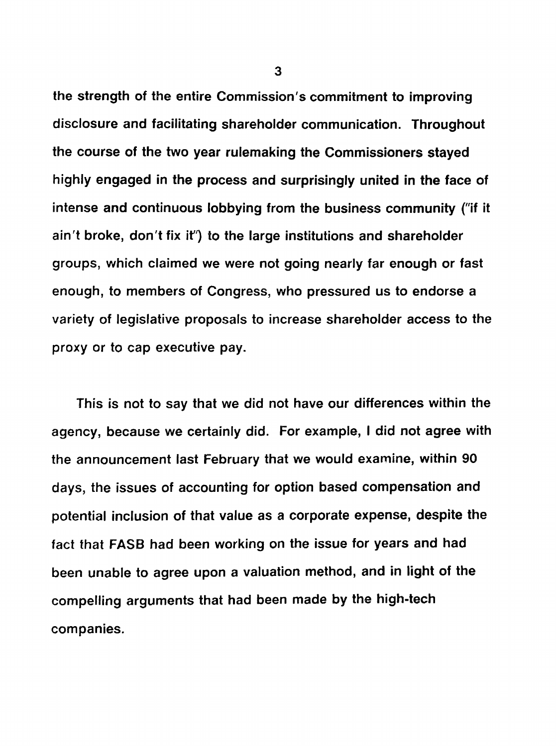the strength of the entire Commission's commitment to improving disclosure and facilitating shareholder communication. Throughout the course of the two year rulemaking the Commissioners stayed highly engaged in the process and surprisingly united in the face of intense and continuous lobbying from the business community ("if it ain't broke, don't fix it") to the large institutions and shareholder groups, which claimed we were not going nearly far enough or fast enough, to members of Congress, who pressured us to endorse a variety of legislative proposals to increase shareholder access to the proxy or to cap executive pay.

This is not to say that we did not have our differences within the agency, because we certainly did. For example, I did not agree with the announcement last February that we would examine, within 90 days, the issues of accounting for option based compensation and potential inclusion of that value as a corporate expense, despite the fact that FASB had been working on the issue for years and had been unable to agree upon a valuation method, and in light of the compelling arguments that had been made by the high-tech companies.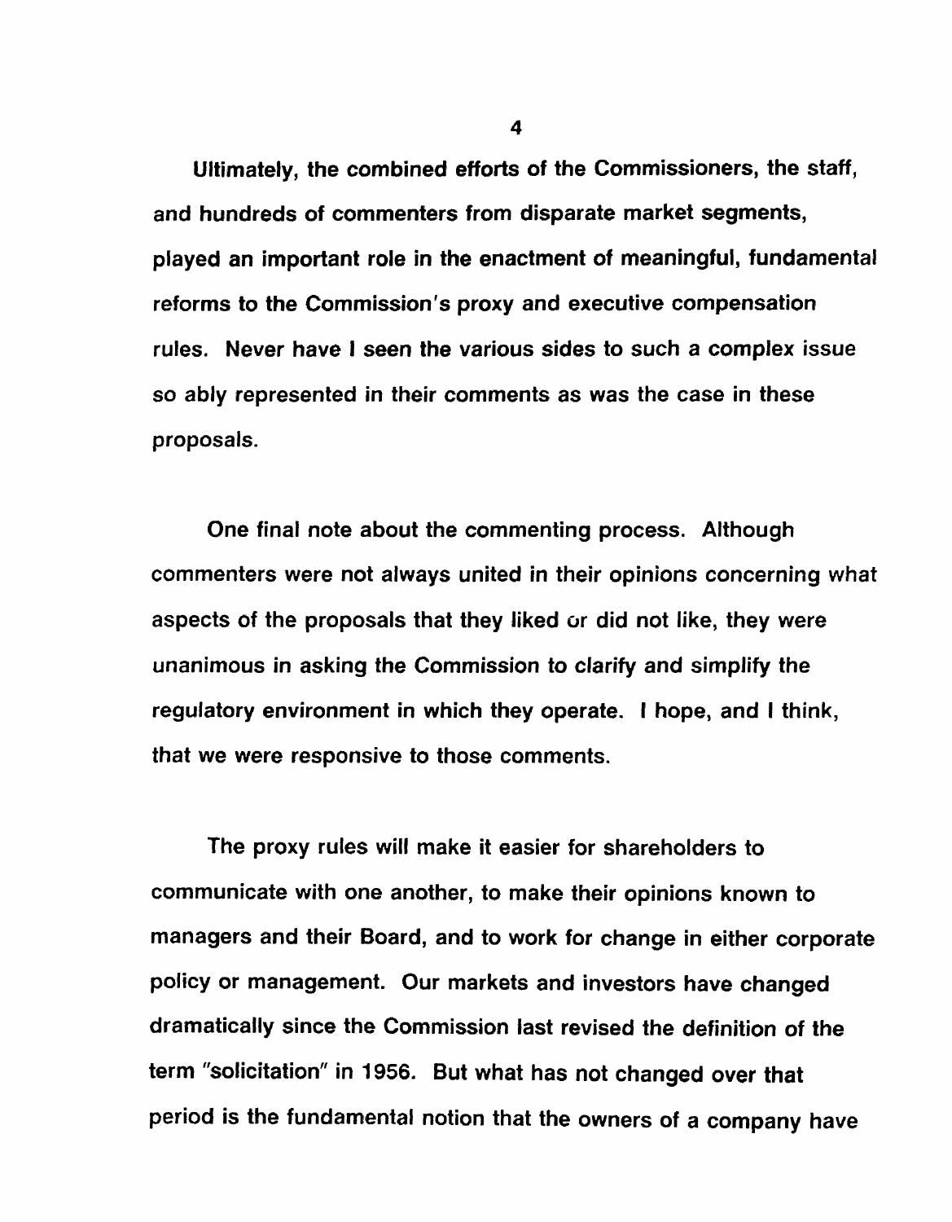Ultimately, the combined efforts of the Commissioners, the staff, and hundreds of commenters from disparate market segments, played an important role in the enactment of meaningful, fundamental reforms to the Commission's proxy and executive compensation rules. Never have I seen the various sides to such a complex issue so ably represented in their comments as was the case in these proposals.

One final note about the commenting process. Although commenters were not always united in their opinions concerning what aspects of the proposals that they liked or did not like, they were unanimous in asking the Commission to clarify and simplify the regulatory environment in which they operate. I hope, and I think, that we were responsive to those comments.

The proxy rules will make it easier for shareholders to communicate with one another, to make their opinions known to managers and their Board, and to work for change in either corporate policy or management. Our markets and investors have changed dramatically since the Commission last revised the definition of the term "solicitation" in 1956. But what has not changed over that period is the fundamental notion that the owners of a company have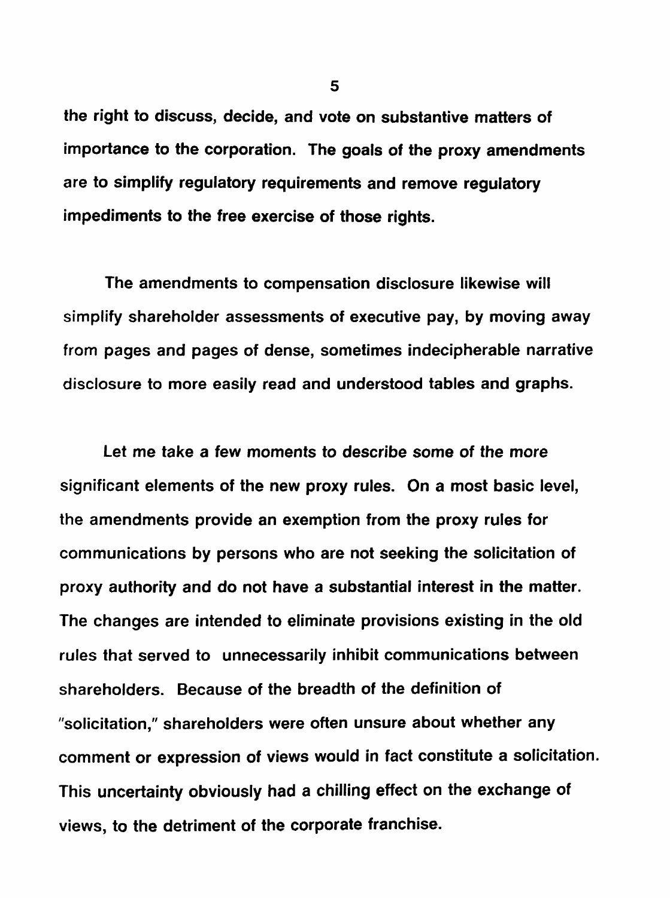the right to discuss, decide, and vote on substantive matters of importance to the corporation. The goals of the proxy amendments are to simplify regulatory requirements and remove regulatory impediments to the free exercise of those rights.

The amendments to compensation disclosure likewise will simplify shareholder assessments of executive pay, by moving away from pages and pages of dense, sometimes indecipherable narrative disclosure to more easily read and understood tables and graphs.

Let me take a few moments to describe some of the more significant elements of the new proxy rules. On a most basic level, the amendments provide an exemption from the proxy rules for communications by persons who are not seeking the solicitation of proxy authority and do not have a substantial interest in the matter. The changes are intended to eliminate provisions existing in the old rules that served to unnecessarily inhibit communications between shareholders. Because of the breadth of the definition of "solicitation," shareholders were often unsure about whether any comment or expression of views would in fact constitute a solicitation. This uncertainty obviously had a chilling effect on the exchange of views, to the detriment of the corporate franchise.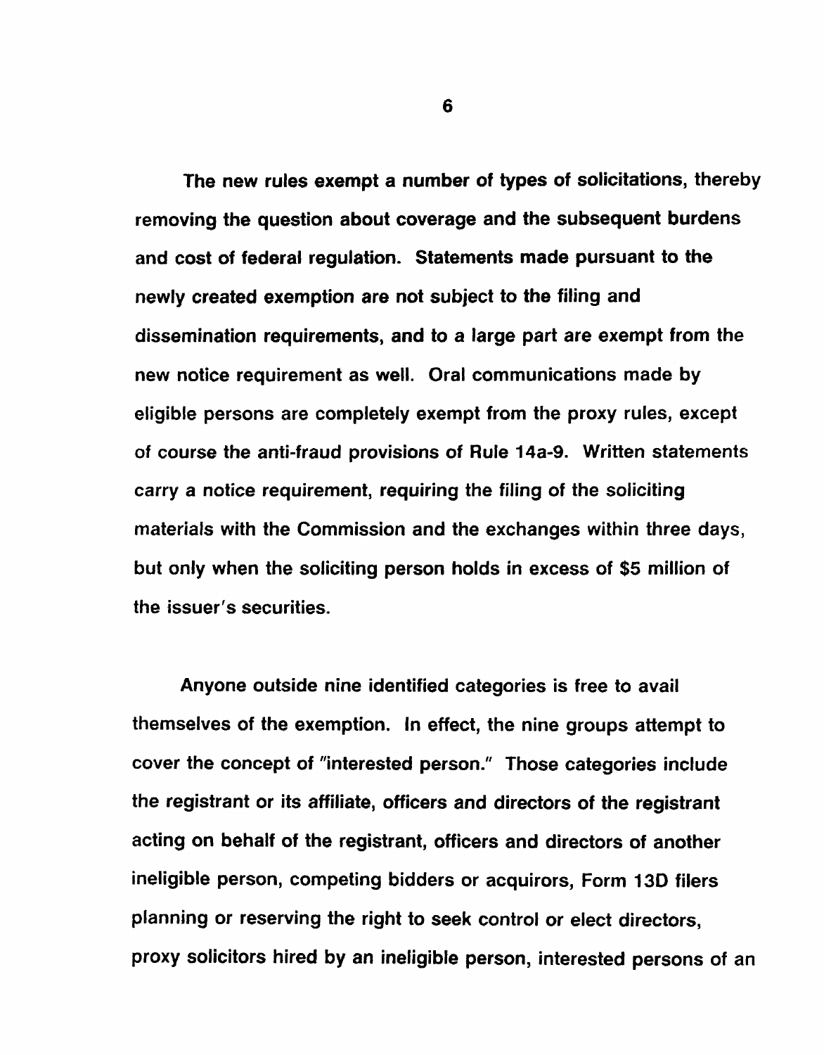The new rules exempt a number of types of solicitations, thereby removing the question about coverage and the subsequent burdens and cost of federal regulation. Statements made pursuant to the newly created exemption are not subject to the filing and dissemination requirements, and to a large part are exempt from the new notice requirement as well. Oral communications made by eligible persons are completely exempt from the proxy rules, except of course the anti-fraud provisions of Rule 14a-9. Written statements carry a notice requirement, requiring the filing of the soliciting materials with the Commission and the exchanges within three days, but only when the soliciting person holds in excess of $5 million of the issuer's securities.

Anyone outside nine identified categories is free to avail themselves of the exemption. In effect, the nine groups attempt to cover the concept of "interested person." Those categories include the registrant or its affiliate, officers and directors of the registrant acting on behalf of the registrant, officers and directors of another ineligible person, competing bidders or acquirors, Form 13D filers planning or reserving the right to seek control or elect directors, proxy solicitors hired by an ineligible person, interested persons of an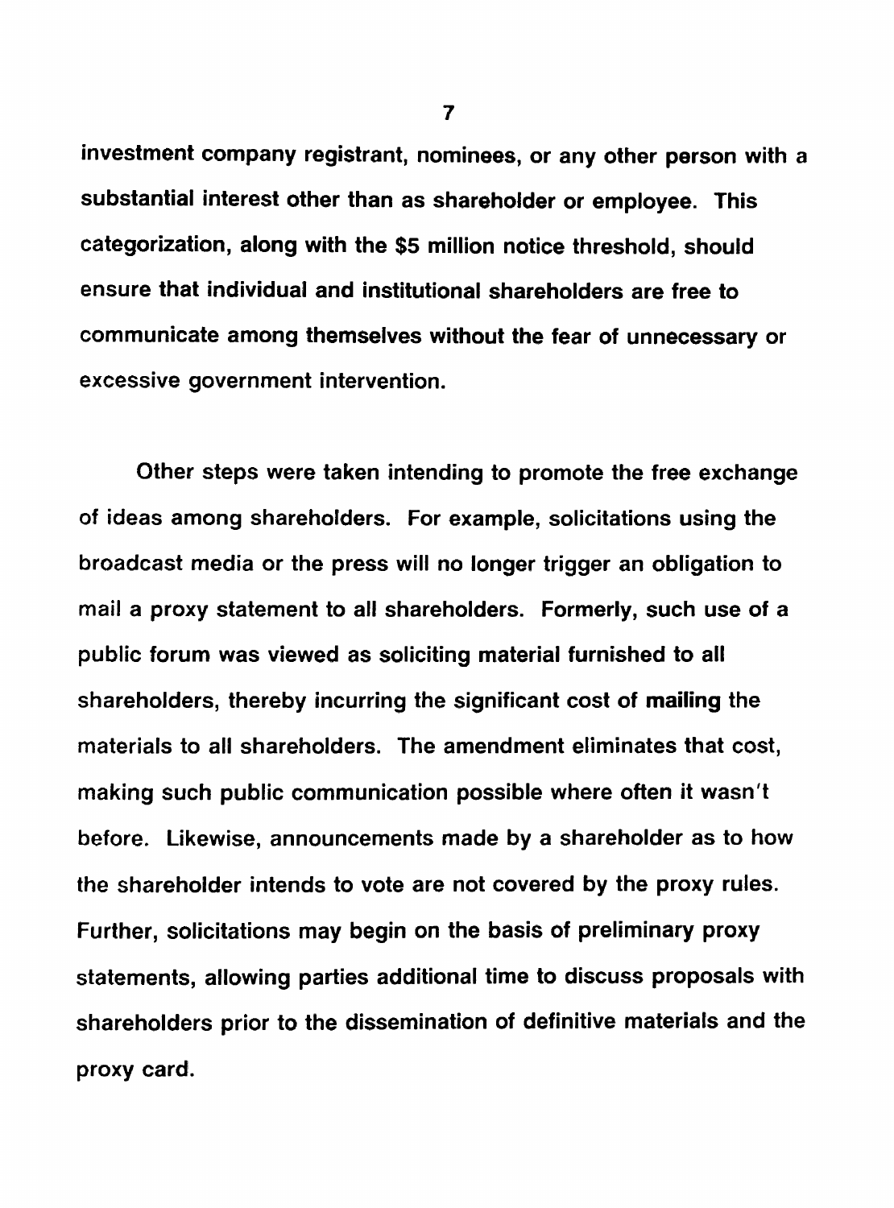investment company registrant, nominees, or any other person with a substantial interest other than as shareholder or employee. This categorization, along with the $5 million notice threshold, should ensure that individual and institutional shareholders are free to communicate among themselves without the fear of unnecessary or excessive government intervention.

Other steps were taken intending to promote the free exchange of ideas among shareholders. For example, solicitations using the broadcast media or the press will no longer trigger an obligation to mail a proxy statement to all shareholders. Formerly, such use of a public forum was viewed as soliciting material furnished to all shareholders, thereby incurring the significant cost of mailing the materials to all shareholders. The amendment eliminates that cost, making such public communication possible where often it wasn't before. Likewise, announcements made by a shareholder as to how the shareholder intends to vote are not covered by the proxy rules. Further, solicitations may begin on the basis of preliminary proxy statements, allowing parties additional time to discuss proposals with shareholders prior to the dissemination of definitive materials and the proxy card.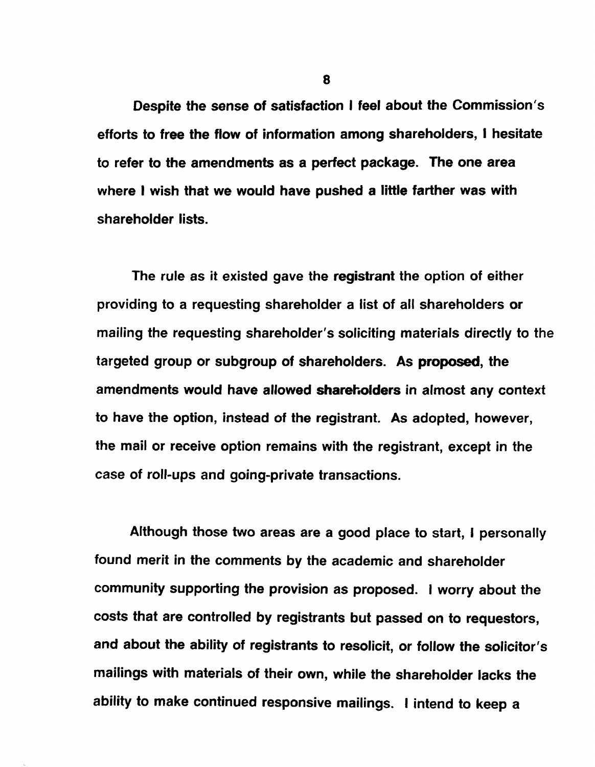Despite the sense of satisfaction I feel about the Commission's efforts to free the flow of information among shareholders, I hesitate to refer to the amendments as a perfect package. The one area where I wish that we would have pushed a little farther was with shareholder lists.

The rule as it existed gave the **registrant** the option of either providing to a requesting shareholder a list of all shareholders **or** mailing the requesting shareholder's soliciting materials directly to the targeted group or subgroup of shareholders. As **proposed**, the amendments would have allowed **shareholders** in almost any context to have the option, instead of the registrant. As adopted, however, the mail or receive option remains with the registrant, except in the case of roll-ups and going-private transactions.

Although those two areas are a good place to start, I personally found merit in the comments by the academic and shareholder community supporting the provision as proposed. I worry about the costs that are controlled by registrants but passed on to requestors, and about the ability of registrants to resolicit, or follow the solicitor's mailings with materials of their own, while the shareholder lacks the ability to make continued responsive mailings. I intend to keep a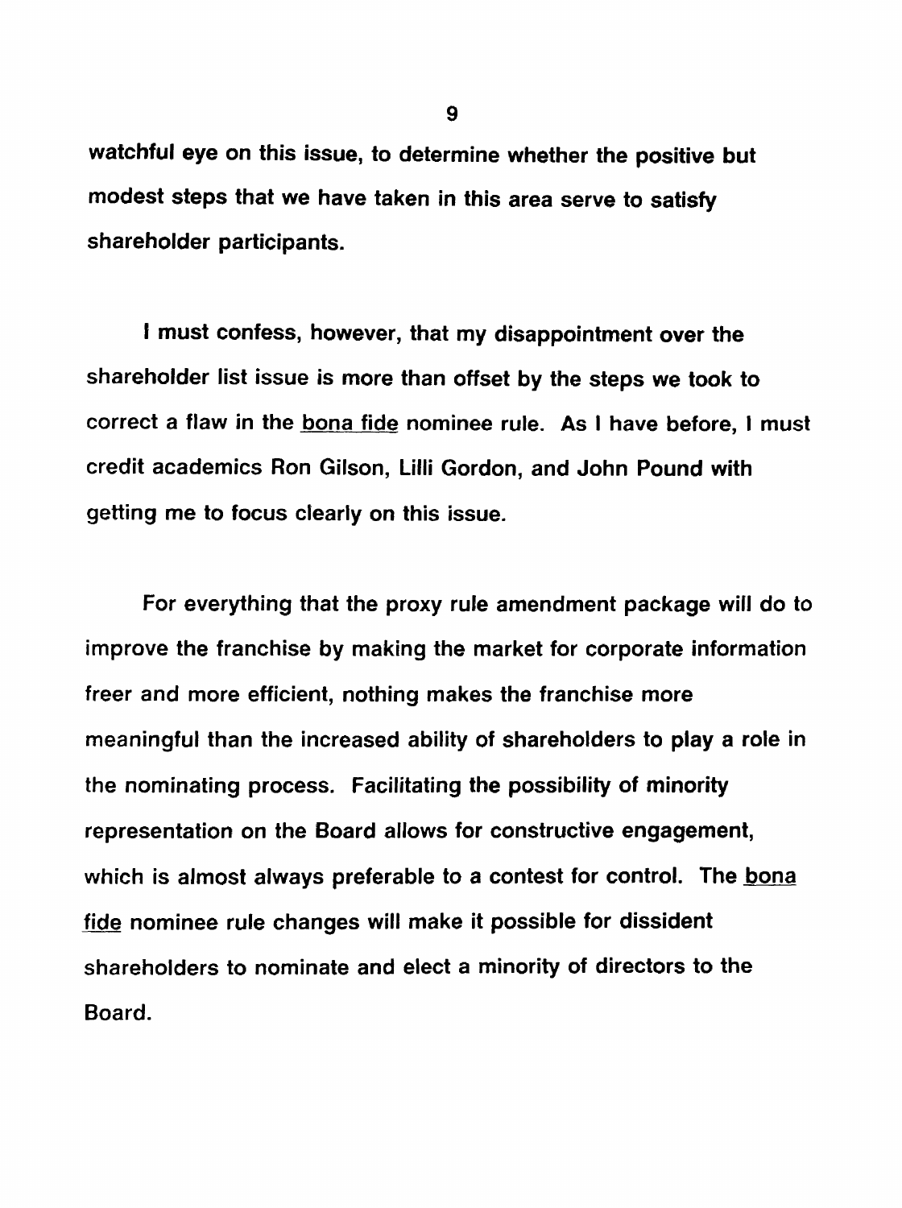watchful eye on this issue, to determine whether the positive but modest steps that we have taken in this area serve to satisfy shareholder participants.

I must confess, however, that my disappointment over the shareholder list issue is more than offset by the steps we took to correct a flaw in the *bona fide* nominee rule. As I have before, I must credit academics Ron Gilson, Lilli Gordon, and John Pound with getting me to focus clearly on this issue.

For everything that the proxy rule amendment package will do to improve the franchise by making the market for corporate information freer and more efficient, nothing makes the franchise more meaningful than the increased ability of shareholders to play a role in the nominating process. Facilitating the possibility of minority representation on the Board allows for constructive engagement, which is almost always preferable to a contest for control. The *bona fide* nominee rule changes will make it possible for dissident shareholders to nominate and elect a minority of directors to the Board.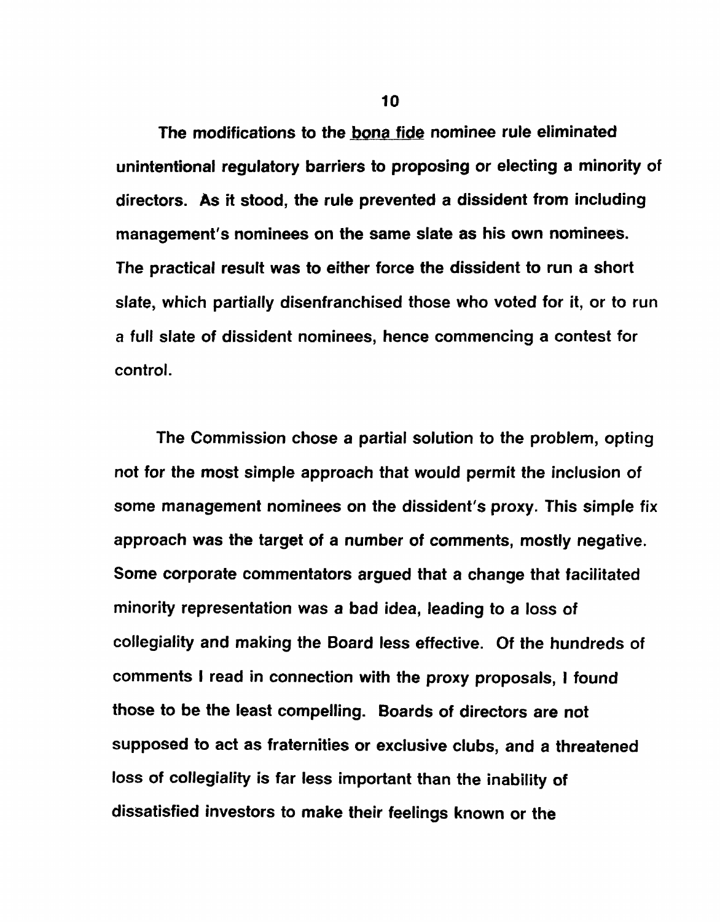The modifications to the bona fide nominee rule eliminated unintentional regulatory barriers to proposing or electing a minority of directors. As it stood, the rule prevented a dissident from including management's nominees on the same slate as his own nominees. The practical result was to either force the dissident to run a short slate, which partially disenfranchised those who voted for it, or to run a full slate of dissident nominees, hence commencing a contest for control.

The Commission chose a partial solution to the problem, opting not for the most simple approach that would permit the inclusion of some management nominees on the dissident's proxy. This simple fix approach was the target of a number of comments, mostly negative. Some corporate commentators argued that a change that facilitated minority representation was a bad idea, leading to a loss of collegiality and making the Board less effective. Of the hundreds of comments I read in connection with the proxy proposals, I found those to be the least compelling. Boards of directors are not supposed to act as fraternities or exclusive clubs, and a threatened loss of collegiality is far less important than the inability of dissatisfied investors to make their feelings known or the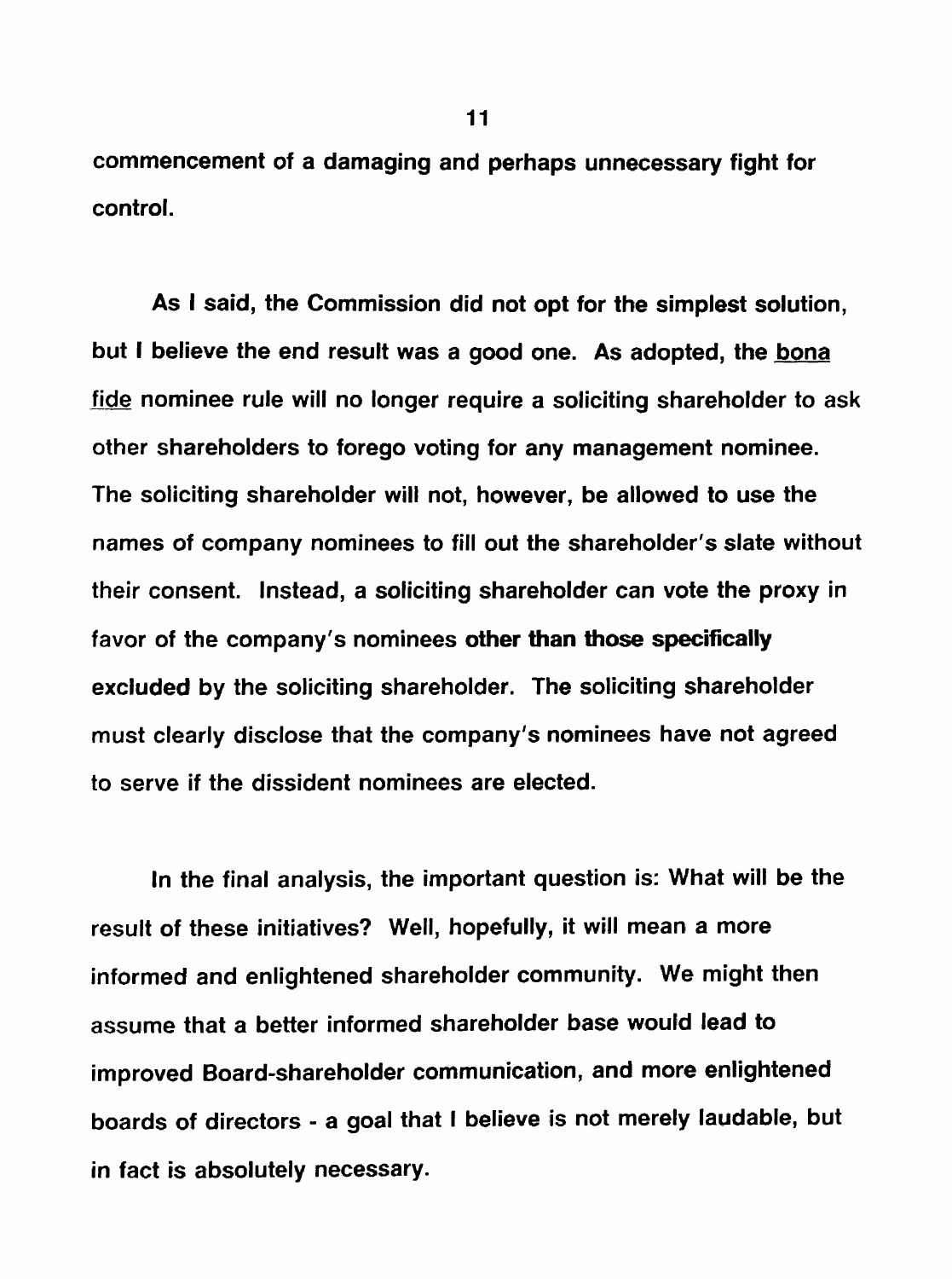commencement of a damaging and perhaps unnecessary fight for control.

As I said, the Commission did not opt for the simplest solution, but I believe the end result was a good one. As adopted, the _bona fide_ nominee rule will no longer require a soliciting shareholder to ask other shareholders to forego voting for any management nominee. The soliciting shareholder will not, however, be allowed to use the names of company nominees to fill out the shareholder's slate without their consent. Instead, a soliciting shareholder can vote the proxy in favor of the company's nominees **other than those specifically excluded** by the soliciting shareholder. The soliciting shareholder must clearly disclose that the company's nominees have not agreed to serve if the dissident nominees are elected.

In the final analysis, the important question is: What will be the result of these initiatives? Well, hopefully, it will mean a more informed and enlightened shareholder community. We might then assume that a better informed shareholder base would lead to improved Board-shareholder communication, and more enlightened boards of directors - a goal that I believe is not merely laudable, but in fact is absolutely necessary.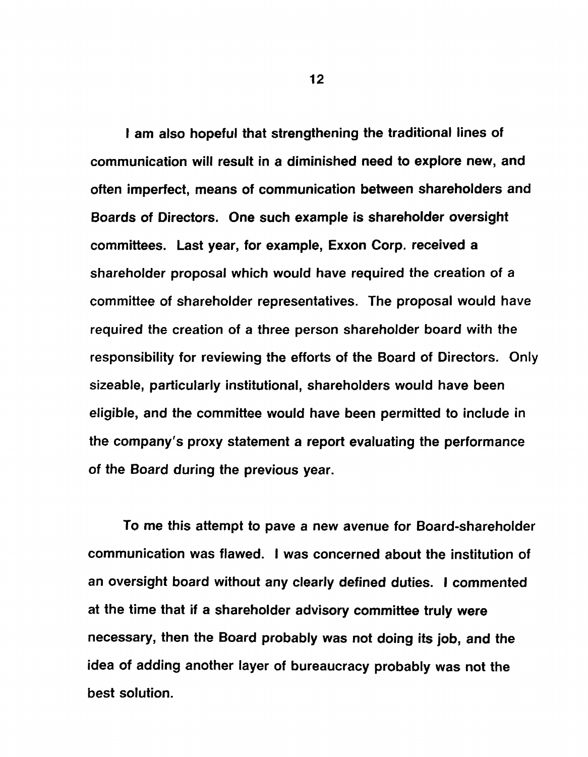I am also hopeful that strengthening the traditional lines of communication will result in a diminished need to explore new, and often imperfect, means of communication between shareholders and Boards of Directors. One such example is shareholder oversight committees. Last year, for example, Exxon Corp. received a shareholder proposal which would have required the creation of a committee of shareholder representatives. The proposal would have required the creation of a three person shareholder board with the responsibility for reviewing the efforts of the Board of Directors. Only sizeable, particularly institutional, shareholders would have been eligible, and the committee would have been permitted to include in the company's proxy statement a report evaluating the performance of the Board during the previous year.

To me this attempt to pave a new avenue for Board-shareholder communication was flawed. I was concerned about the institution of an oversight board without any clearly defined duties. I commented at the time that if a shareholder advisory committee truly were necessary, then the Board probably was not doing its job, and the idea of adding another layer of bureaucracy probably was not the best solution.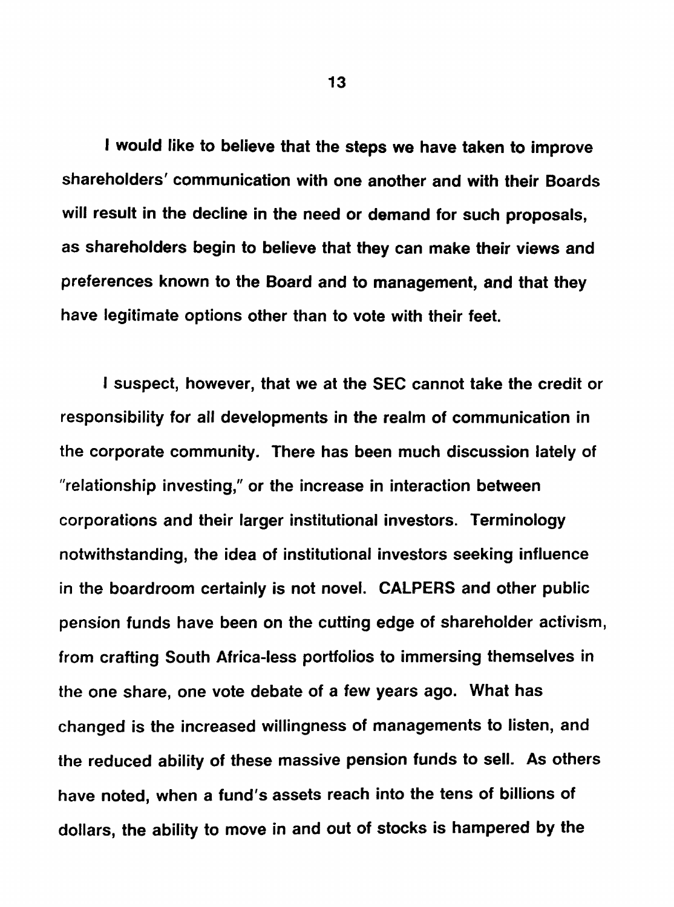I would like to believe that the steps we have taken to improve shareholders' communication with one another and with their Boards will result in the decline in the need or demand for such proposals, as shareholders begin to believe that they can make their views and preferences known to the Board and to management, and that they have legitimate options other than to vote with their feet.

I suspect, however, that we at the SEC cannot take the credit or responsibility for all developments in the realm of communication in the corporate community. There has been much discussion lately of "relationship investing," or the increase in interaction between corporations and their larger institutional investors. Terminology notwithstanding, the idea of institutional investors seeking influence in the boardroom certainly is not novel. CALPERS and other public pension funds have been on the cutting edge of shareholder activism, from crafting South Africa-less portfolios to immersing themselves in the one share, one vote debate of a few years ago. What has changed is the increased willingness of managements to listen, and the reduced ability of these massive pension funds to sell. As others have noted, when a fund's assets reach into the tens of billions of dollars, the ability to move in and out of stocks is hampered by the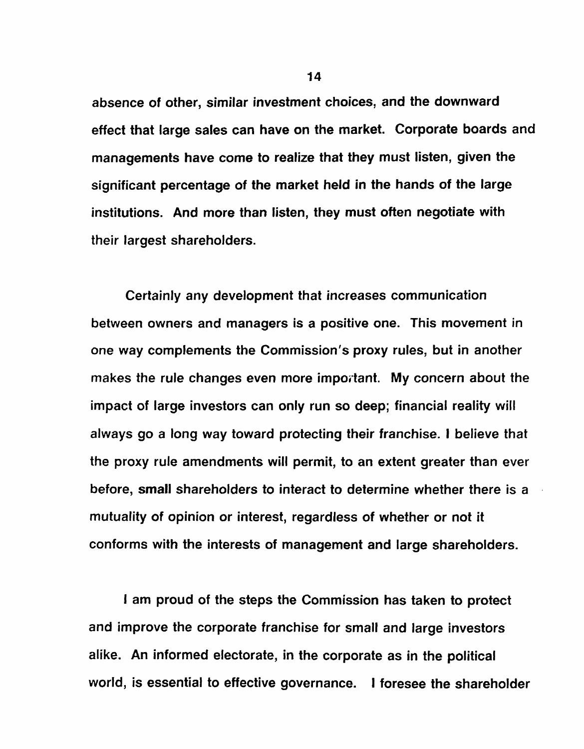absence of other, similar investment choices, and the downward effect that large sales can have on the market. Corporate boards and managements have come to realize that they must listen, given the significant percentage of the market held in the hands of the large institutions. And more than listen, they must often negotiate with their largest shareholders.

Certainly any development that increases communication between owners and managers is a positive one. This movement in one way complements the Commission's proxy rules, but in another makes the rule changes even more important. My concern about the impact of large investors can only run so deep; financial reality will always go a long way toward protecting their franchise. I believe that the proxy rule amendments will permit, to an extent greater than ever before, small shareholders to interact to determine whether there is a mutuality of opinion or interest, regardless of whether or not it conforms with the interests of management and large shareholders.

I am proud of the steps the Commission has taken to protect and improve the corporate franchise for small and large investors alike. An informed electorate, in the corporate as in the political world, is essential to effective governance. I foresee the shareholder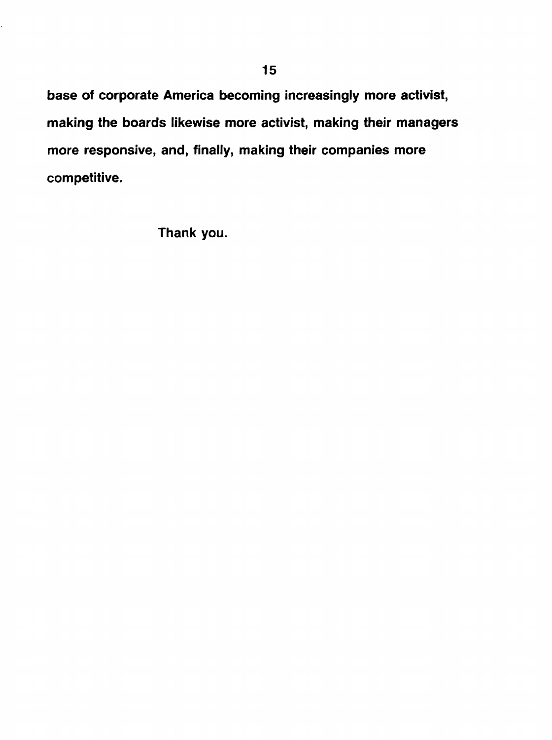base of corporate America becoming increasingly more activist, making the boards likewise more activist, making their managers more responsive, and, finally, making their companies more competitive.

Thank you.